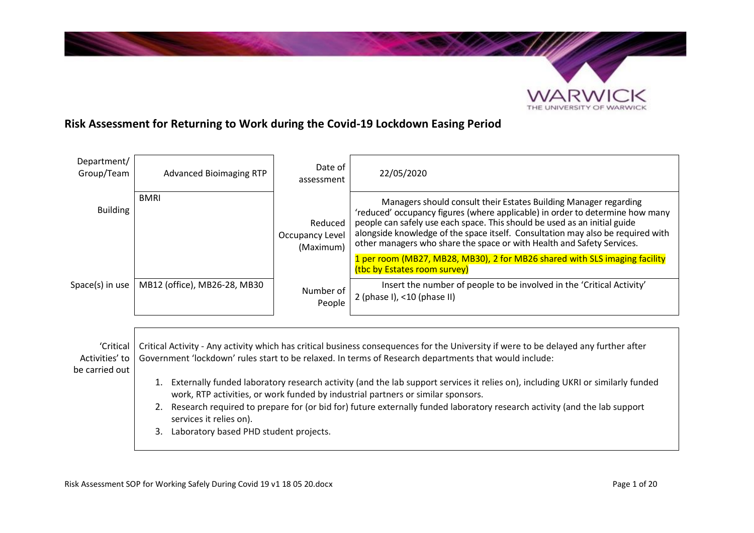# Risk Assessment for Returning to Work during the Covid-19 Lockdown Easing Period

| | | | |
|---|---|---|---|
| Department/ Group/Team | Advanced Bioimaging RTP | Date of assessment | 22/05/2020 |
| Building | BMRI | Reduced Occupancy Level (Maximum) | Managers should consult their Estates Building Manager regarding 'reduced' occupancy figures (where applicable) in order to determine how many people can safely use each space. This should be used as an initial guide alongside knowledge of the space itself. Consultation may also be required with other managers who share the space or with Health and Safety Services. <br> 1 per room (MB27, MB28, MB30), 2 for MB26 shared with SLS imaging facility (tbc by Estates room survey) |
| Space(s) in use | MB12 (office), MB26-28, MB30 | Number of People | Insert the number of people to be involved in the 'Critical Activity' <br> 2 (phase I), <10 (phase II) |

| | |
|---|---|
| 'Critical Activities' to be carried out | Critical Activity - Any activity which has critical business consequences for the University if were to be delayed any further after Government 'lockdown' rules start to be relaxed. In terms of Research departments that would include: <br> 1. Externally funded laboratory research activity (and the lab support services it relies on), including UKRI or similarly funded work, RTP activities, or work funded by industrial partners or similar sponsors. <br> 2. Research required to prepare for (or bid for) future externally funded laboratory research activity (and the lab support services it relies on). <br> 3. Laboratory based PHD student projects. |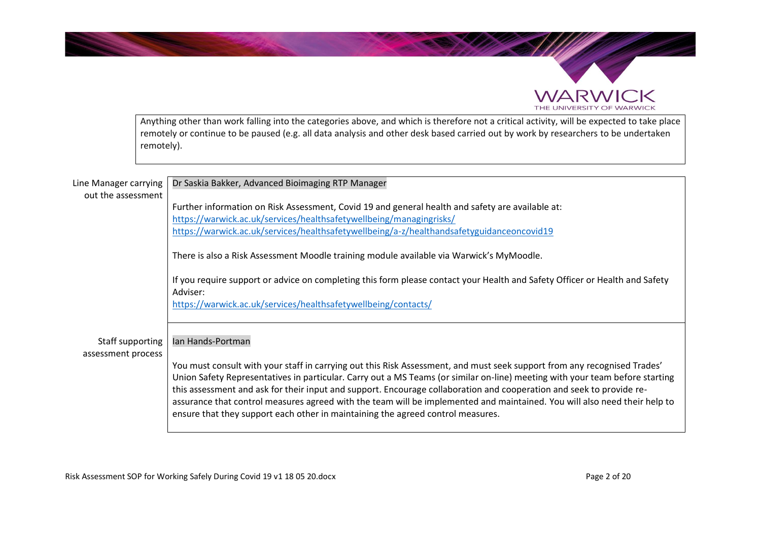| Anything other than work falling into the categories above, and which is therefore not a critical activity, will be expected to take place remotely or continue to be paused (e.g. all data analysis and other desk based carried out by work by researchers to be undertaken remotely). |
|---|

| | |
|---|---|
| Line Manager carrying out the assessment | Dr Saskia Bakker, Advanced Bioimaging RTP Manager<br><br>Further information on Risk Assessment, Covid 19 and general health and safety are available at:<br>https://warwick.ac.uk/services/healthsafetywellbeing/managingrisks/<br>https://warwick.ac.uk/services/healthsafetywellbeing/a-z/healthandsafetyguidanceoncovid19<br><br>There is also a Risk Assessment Moodle training module available via Warwick's MyMoodle.<br><br>If you require support or advice on completing this form please contact your Health and Safety Officer or Health and Safety Adviser:<br>https://warwick.ac.uk/services/healthsafetywellbeing/contacts/ |
| Staff supporting assessment process | Ian Hands-Portman<br><br>You must consult with your staff in carrying out this Risk Assessment, and must seek support from any recognised Trades' Union Safety Representatives in particular. Carry out a MS Teams (or similar on-line) meeting with your team before starting this assessment and ask for their input and support. Encourage collaboration and cooperation and seek to provide re-assurance that control measures agreed with the team will be implemented and maintained. You will also need their help to ensure that they support each other in maintaining the agreed control measures. |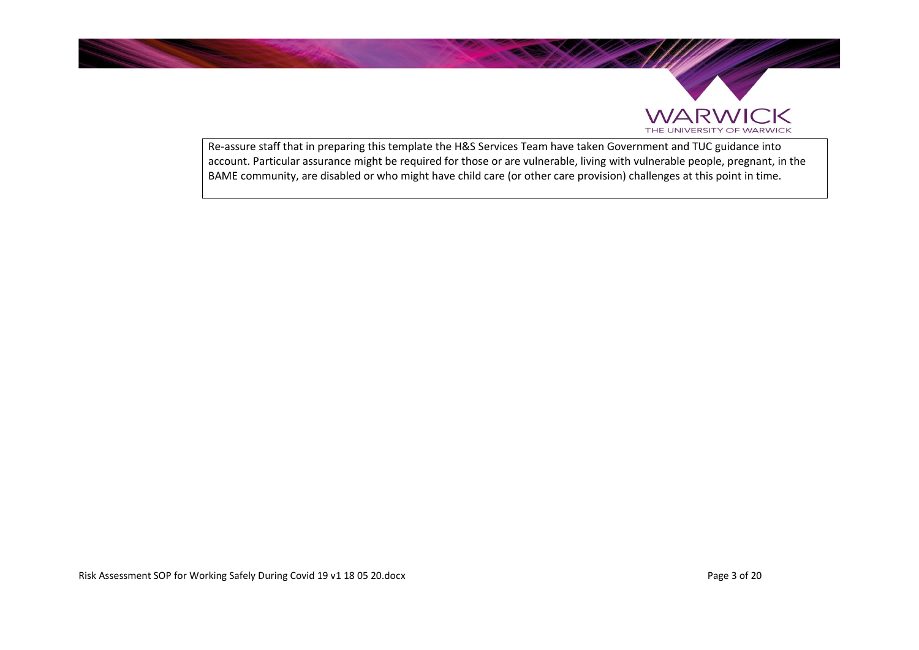| Re-assure staff that in preparing this template the H&S Services Team have taken Government and TUC guidance into account. Particular assurance might be required for those or are vulnerable, living with vulnerable people, pregnant, in the BAME community, are disabled or who might have child care (or other care provision) challenges at this point in time. |
| --- |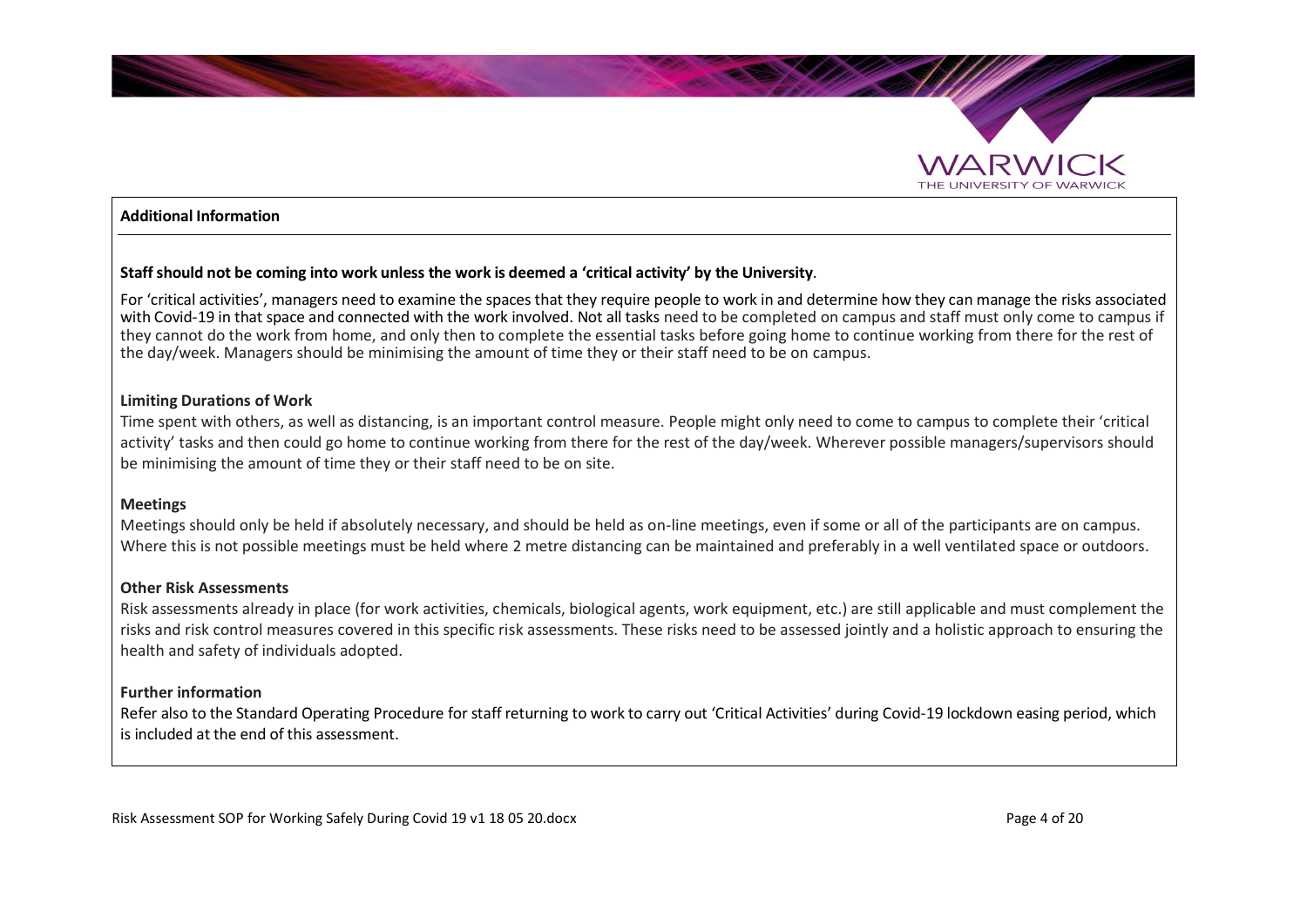## Additional Information

**Staff should not be coming into work unless the work is deemed a 'critical activity' by the University**.

For 'critical activities', managers need to examine the spaces that they require people to work in and determine how they can manage the risks associated with Covid-19 in that space and connected with the work involved. Not all tasks need to be completed on campus and staff must only come to campus if they cannot do the work from home, and only then to complete the essential tasks before going home to continue working from there for the rest of the day/week. Managers should be minimising the amount of time they or their staff need to be on campus.

### Limiting Durations of Work

Time spent with others, as well as distancing, is an important control measure. People might only need to come to campus to complete their 'critical activity' tasks and then could go home to continue working from there for the rest of the day/week. Wherever possible managers/supervisors should be minimising the amount of time they or their staff need to be on site.

### Meetings

Meetings should only be held if absolutely necessary, and should be held as on-line meetings, even if some or all of the participants are on campus. Where this is not possible meetings must be held where 2 metre distancing can be maintained and preferably in a well ventilated space or outdoors.

### Other Risk Assessments

Risk assessments already in place (for work activities, chemicals, biological agents, work equipment, etc.) are still applicable and must complement the risks and risk control measures covered in this specific risk assessments. These risks need to be assessed jointly and a holistic approach to ensuring the health and safety of individuals adopted.

### Further information

Refer also to the Standard Operating Procedure for staff returning to work to carry out 'Critical Activities' during Covid-19 lockdown easing period, which is included at the end of this assessment.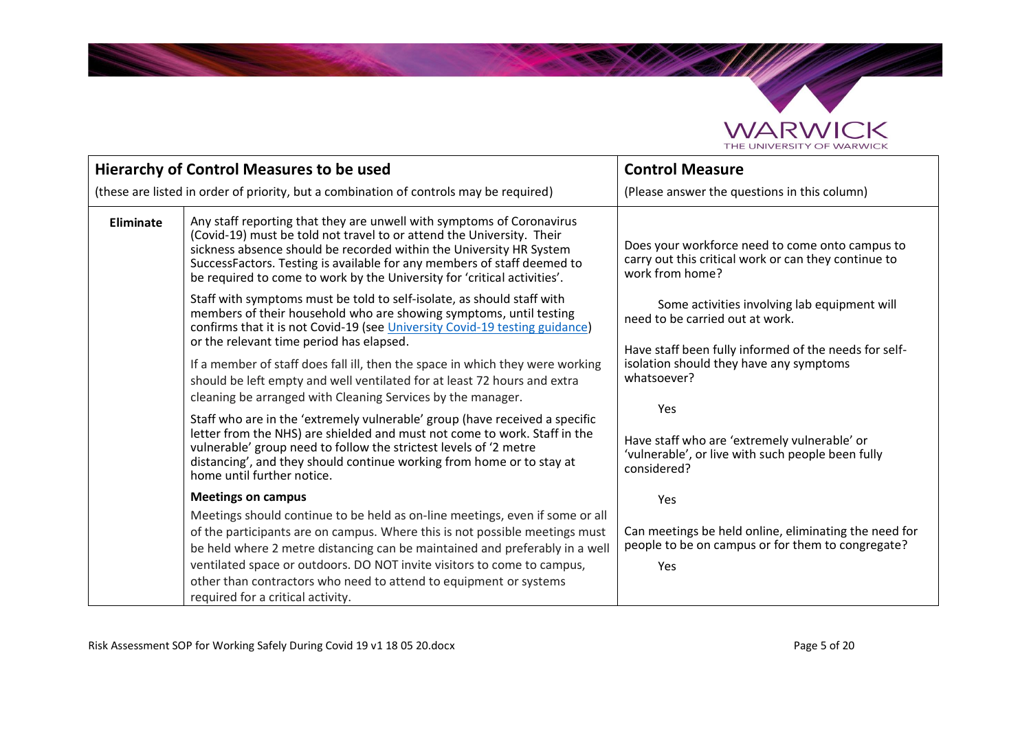| **Hierarchy of Control Measures to be used**<br>(these are listed in order of priority, but a combination of controls may be required) | | **Control Measure**<br>(Please answer the questions in this column) |
|---|---|---|
| **Eliminate** | Any staff reporting that they are unwell with symptoms of Coronavirus (Covid-19) must be told not travel to or attend the University. Their sickness absence should be recorded within the University HR System SuccessFactors. Testing is available for any members of staff deemed to be required to come to work by the University for 'critical activities'.<br><br>Staff with symptoms must be told to self-isolate, as should staff with members of their household who are showing symptoms, until testing confirms that it is not Covid-19 (see [University Covid-19 testing guidance]) or the relevant time period has elapsed.<br><br>If a member of staff does fall ill, then the space in which they were working should be left empty and well ventilated for at least 72 hours and extra cleaning be arranged with Cleaning Services by the manager.<br><br>Staff who are in the 'extremely vulnerable' group (have received a specific letter from the NHS) are shielded and must not come to work. Staff in the vulnerable' group need to follow the strictest levels of '2 metre distancing', and they should continue working from home or to stay at home until further notice.<br><br>**Meetings on campus**<br>Meetings should continue to be held as on-line meetings, even if some or all of the participants are on campus. Where this is not possible meetings must be held where 2 metre distancing can be maintained and preferably in a well ventilated space or outdoors. DO NOT invite visitors to come to campus, other than contractors who need to attend to equipment or systems required for a critical activity. | Does your workforce need to come onto campus to carry out this critical work or can they continue to work from home?<br><br>Some activities involving lab equipment will need to be carried out at work.<br><br>Have staff been fully informed of the needs for self-isolation should they have any symptoms whatsoever?<br><br>Yes<br><br>Have staff who are 'extremely vulnerable' or 'vulnerable', or live with such people been fully considered?<br><br>Yes<br><br>Can meetings be held online, eliminating the need for people to be on campus or for them to congregate?<br><br>Yes |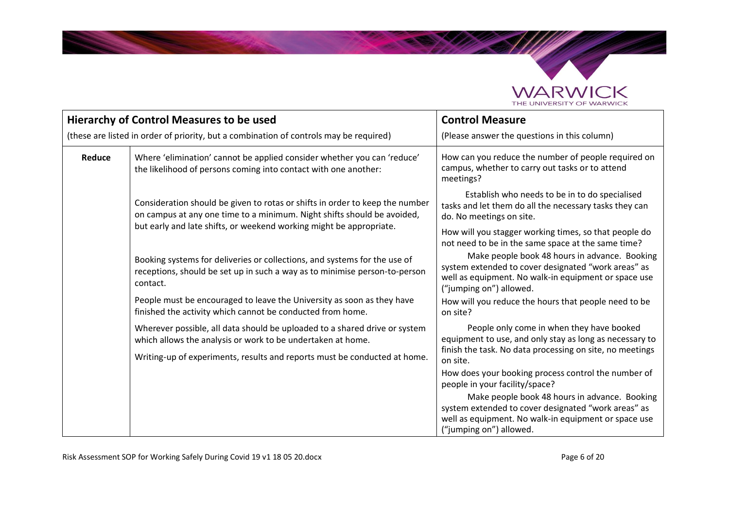| Hierarchy of Control Measures to be used<br>(these are listed in order of priority, but a combination of controls may be required) | | Control Measure<br>(Please answer the questions in this column) |
|---|---|---|
| **Reduce** | Where 'elimination' cannot be applied consider whether you can 'reduce' the likelihood of persons coming into contact with one another:<br><br>Consideration should be given to rotas or shifts in order to keep the number on campus at any one time to a minimum. Night shifts should be avoided, but early and late shifts, or weekend working might be appropriate.<br><br>Booking systems for deliveries or collections, and systems for the use of receptions, should be set up in such a way as to minimise person-to-person contact.<br><br>People must be encouraged to leave the University as soon as they have finished the activity which cannot be conducted from home.<br><br>Wherever possible, all data should be uploaded to a shared drive or system which allows the analysis or work to be undertaken at home.<br><br>Writing-up of experiments, results and reports must be conducted at home. | How can you reduce the number of people required on campus, whether to carry out tasks or to attend meetings?<br><br>Establish who needs to be in to do specialised tasks and let them do all the necessary tasks they can do. No meetings on site.<br><br>How will you stagger working times, so that people do not need to be in the same space at the same time?<br><br>Make people book 48 hours in advance. Booking system extended to cover designated "work areas" as well as equipment. No walk-in equipment or space use ("jumping on") allowed.<br><br>How will you reduce the hours that people need to be on site?<br><br>People only come in when they have booked equipment to use, and only stay as long as necessary to finish the task. No data processing on site, no meetings on site.<br><br>How does your booking process control the number of people in your facility/space?<br><br>Make people book 48 hours in advance. Booking system extended to cover designated "work areas" as well as equipment. No walk-in equipment or space use ("jumping on") allowed. |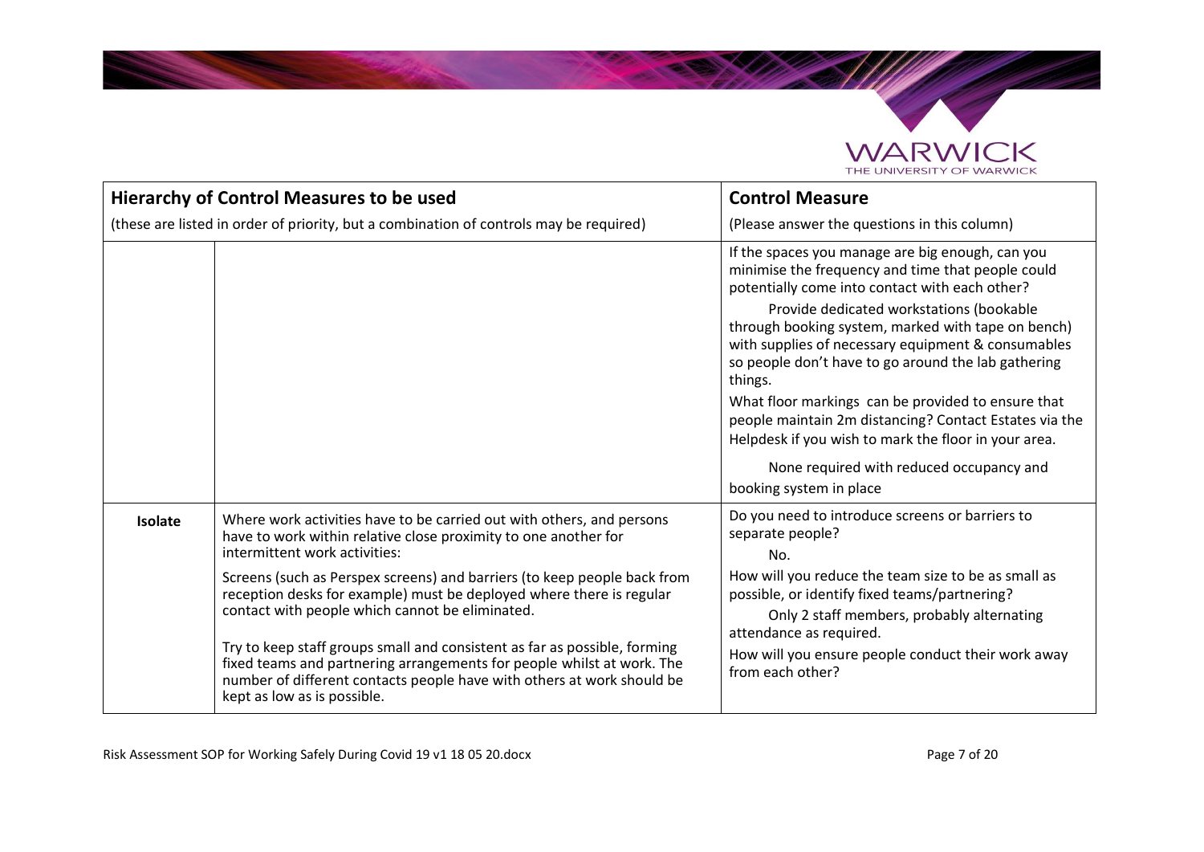| Hierarchy of Control Measures to be used (these are listed in order of priority, but a combination of controls may be required) | | Control Measure (Please answer the questions in this column) |
|---|---|---|
| | | If the spaces you manage are big enough, can you minimise the frequency and time that people could potentially come into contact with each other?<br><br>Provide dedicated workstations (bookable through booking system, marked with tape on bench) with supplies of necessary equipment & consumables so people don't have to go around the lab gathering things.<br><br>What floor markings can be provided to ensure that people maintain 2m distancing? Contact Estates via the Helpdesk if you wish to mark the floor in your area.<br><br>None required with reduced occupancy and booking system in place |
| **Isolate** | Where work activities have to be carried out with others, and persons have to work within relative close proximity to one another for intermittent work activities:<br><br>Screens (such as Perspex screens) and barriers (to keep people back from reception desks for example) must be deployed where there is regular contact with people which cannot be eliminated.<br><br>Try to keep staff groups small and consistent as far as possible, forming fixed teams and partnering arrangements for people whilst at work. The number of different contacts people have with others at work should be kept as low as is possible. | Do you need to introduce screens or barriers to separate people?<br><br>No.<br><br>How will you reduce the team size to be as small as possible, or identify fixed teams/partnering?<br><br>Only 2 staff members, probably alternating attendance as required.<br><br>How will you ensure people conduct their work away from each other? |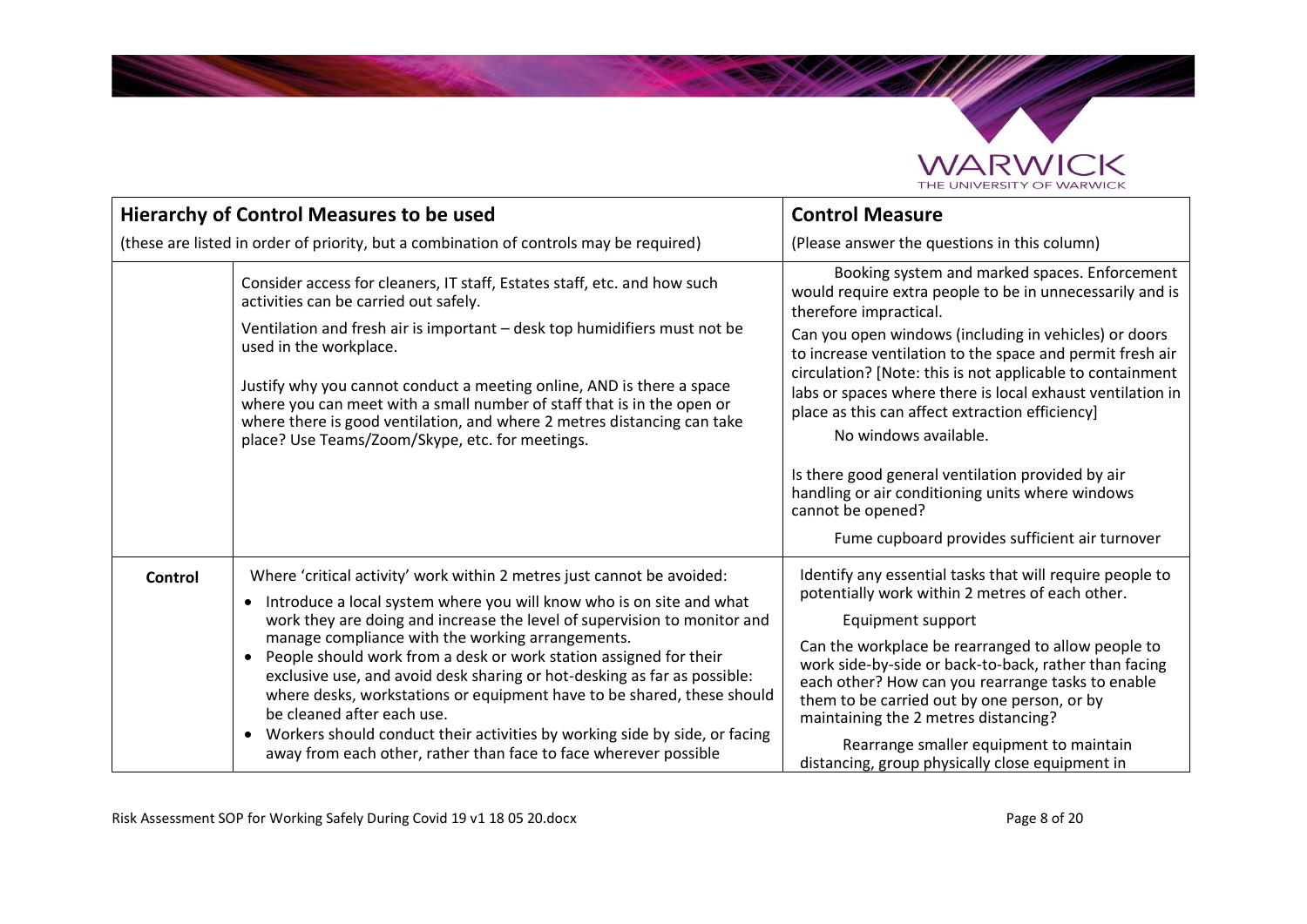| Hierarchy of Control Measures to be used<br>(these are listed in order of priority, but a combination of controls may be required) | | Control Measure<br>(Please answer the questions in this column) |
|---|---|---|
| | Consider access for cleaners, IT staff, Estates staff, etc. and how such activities can be carried out safely.<br><br>Ventilation and fresh air is important – desk top humidifiers must not be used in the workplace.<br><br>Justify why you cannot conduct a meeting online, AND is there a space where you can meet with a small number of staff that is in the open or where there is good ventilation, and where 2 metres distancing can take place? Use Teams/Zoom/Skype, etc. for meetings. | Booking system and marked spaces. Enforcement would require extra people to be in unnecessarily and is therefore impractical.<br><br>Can you open windows (including in vehicles) or doors to increase ventilation to the space and permit fresh air circulation? [Note: this is not applicable to containment labs or spaces where there is local exhaust ventilation in place as this can affect extraction efficiency]<br><br>No windows available.<br><br>Is there good general ventilation provided by air handling or air conditioning units where windows cannot be opened?<br><br>Fume cupboard provides sufficient air turnover |
| **Control** | Where 'critical activity' work within 2 metres just cannot be avoided:<br>• Introduce a local system where you will know who is on site and what work they are doing and increase the level of supervision to monitor and manage compliance with the working arrangements.<br>• People should work from a desk or work station assigned for their exclusive use, and avoid desk sharing or hot-desking as far as possible: where desks, workstations or equipment have to be shared, these should be cleaned after each use.<br>• Workers should conduct their activities by working side by side, or facing away from each other, rather than face to face wherever possible | Identify any essential tasks that will require people to potentially work within 2 metres of each other.<br><br>Equipment support<br><br>Can the workplace be rearranged to allow people to work side-by-side or back-to-back, rather than facing each other? How can you rearrange tasks to enable them to be carried out by one person, or by maintaining the 2 metres distancing?<br><br>Rearrange smaller equipment to maintain distancing, group physically close equipment in |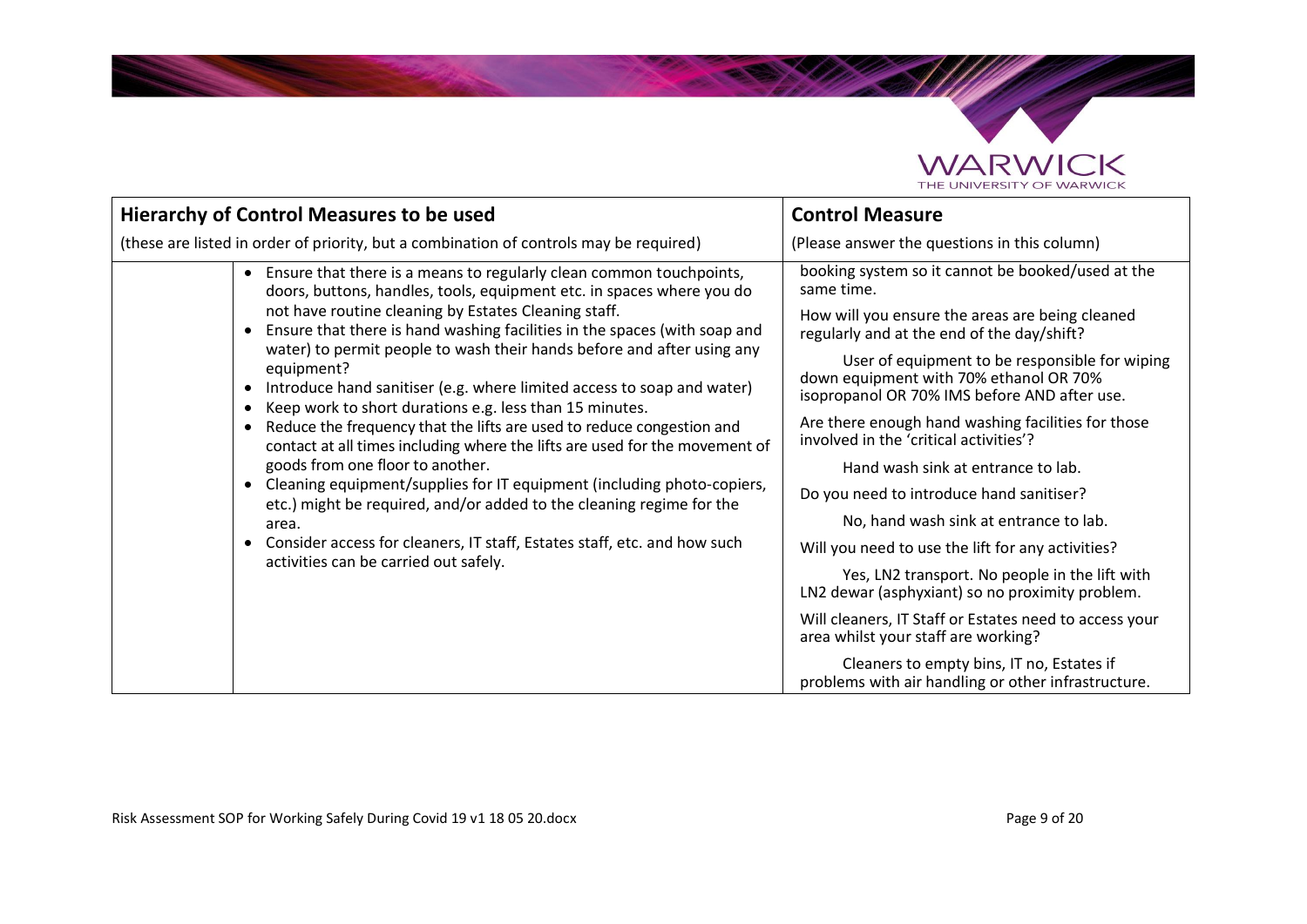| Hierarchy of Control Measures to be used<br><br>(these are listed in order of priority, but a combination of controls may be required) | | Control Measure<br><br>(Please answer the questions in this column) |
|---|---|---|
| | • Ensure that there is a means to regularly clean common touchpoints, doors, buttons, handles, tools, equipment etc. in spaces where you do not have routine cleaning by Estates Cleaning staff.<br>• Ensure that there is hand washing facilities in the spaces (with soap and water) to permit people to wash their hands before and after using any equipment?<br>• Introduce hand sanitiser (e.g. where limited access to soap and water)<br>• Keep work to short durations e.g. less than 15 minutes.<br>• Reduce the frequency that the lifts are used to reduce congestion and contact at all times including where the lifts are used for the movement of goods from one floor to another.<br>• Cleaning equipment/supplies for IT equipment (including photo-copiers, etc.) might be required, and/or added to the cleaning regime for the area.<br>• Consider access for cleaners, IT staff, Estates staff, etc. and how such activities can be carried out safely. | booking system so it cannot be booked/used at the same time.<br><br>How will you ensure the areas are being cleaned regularly and at the end of the day/shift?<br><br>User of equipment to be responsible for wiping down equipment with 70% ethanol OR 70% isopropanol OR 70% IMS before AND after use.<br><br>Are there enough hand washing facilities for those involved in the 'critical activities'?<br><br>Hand wash sink at entrance to lab.<br><br>Do you need to introduce hand sanitiser?<br><br>No, hand wash sink at entrance to lab.<br><br>Will you need to use the lift for any activities?<br><br>Yes, LN2 transport. No people in the lift with LN2 dewar (asphyxiant) so no proximity problem.<br><br>Will cleaners, IT Staff or Estates need to access your area whilst your staff are working?<br><br>Cleaners to empty bins, IT no, Estates if problems with air handling or other infrastructure. |

Risk Assessment SOP for Working Safely During Covid 19 v1 18 05 20.docx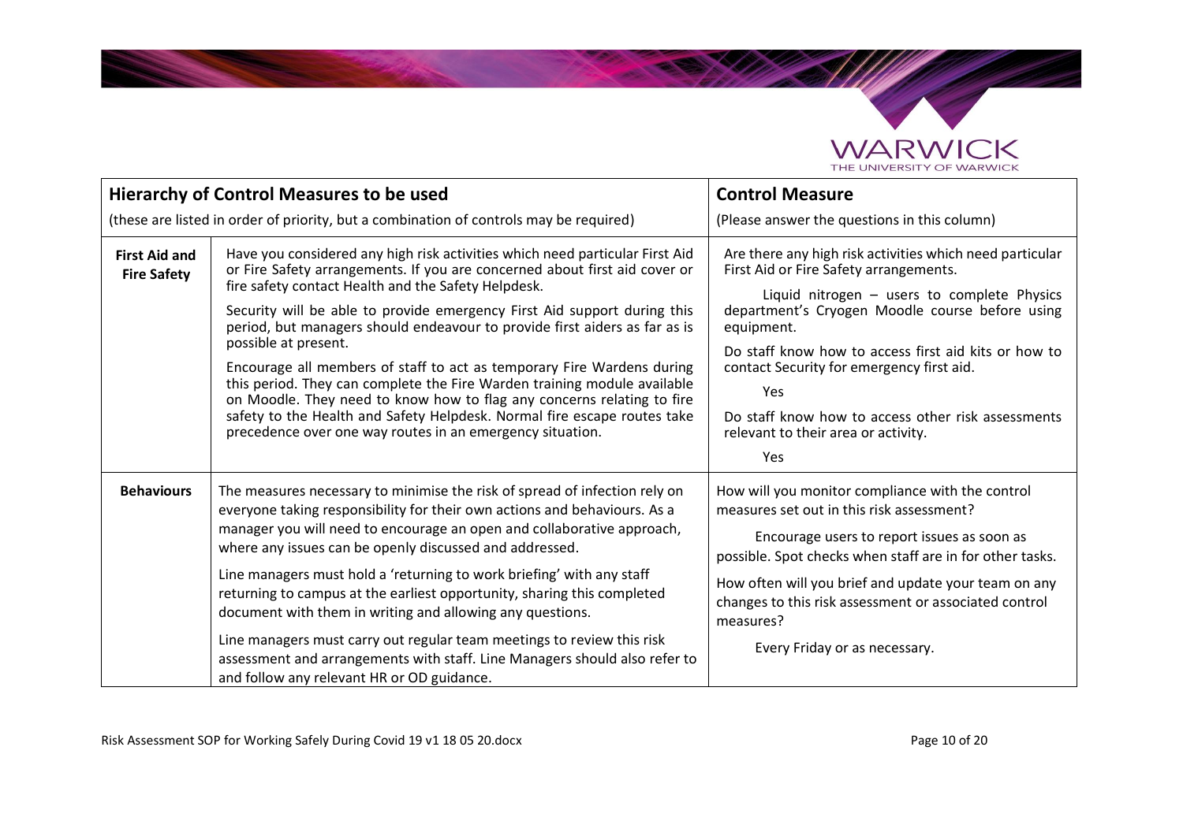| **Hierarchy of Control Measures to be used**<br>(these are listed in order of priority, but a combination of controls may be required) | | **Control Measure**<br>(Please answer the questions in this column) |
|---|---|---|
| **First Aid and Fire Safety** | Have you considered any high risk activities which need particular First Aid or Fire Safety arrangements. If you are concerned about first aid cover or fire safety contact Health and the Safety Helpdesk.<br><br>Security will be able to provide emergency First Aid support during this period, but managers should endeavour to provide first aiders as far as is possible at present.<br><br>Encourage all members of staff to act as temporary Fire Wardens during this period. They can complete the Fire Warden training module available on Moodle. They need to know how to flag any concerns relating to fire safety to the Health and Safety Helpdesk. Normal fire escape routes take precedence over one way routes in an emergency situation. | Are there any high risk activities which need particular First Aid or Fire Safety arrangements.<br><br>Liquid nitrogen – users to complete Physics department's Cryogen Moodle course before using equipment.<br><br>Do staff know how to access first aid kits or how to contact Security for emergency first aid.<br><br>Yes<br><br>Do staff know how to access other risk assessments relevant to their area or activity.<br><br>Yes |
| **Behaviours** | The measures necessary to minimise the risk of spread of infection rely on everyone taking responsibility for their own actions and behaviours. As a manager you will need to encourage an open and collaborative approach, where any issues can be openly discussed and addressed.<br><br>Line managers must hold a 'returning to work briefing' with any staff returning to campus at the earliest opportunity, sharing this completed document with them in writing and allowing any questions.<br><br>Line managers must carry out regular team meetings to review this risk assessment and arrangements with staff. Line Managers should also refer to and follow any relevant HR or OD guidance. | How will you monitor compliance with the control measures set out in this risk assessment?<br><br>Encourage users to report issues as soon as possible. Spot checks when staff are in for other tasks.<br><br>How often will you brief and update your team on any changes to this risk assessment or associated control measures?<br><br>Every Friday or as necessary. |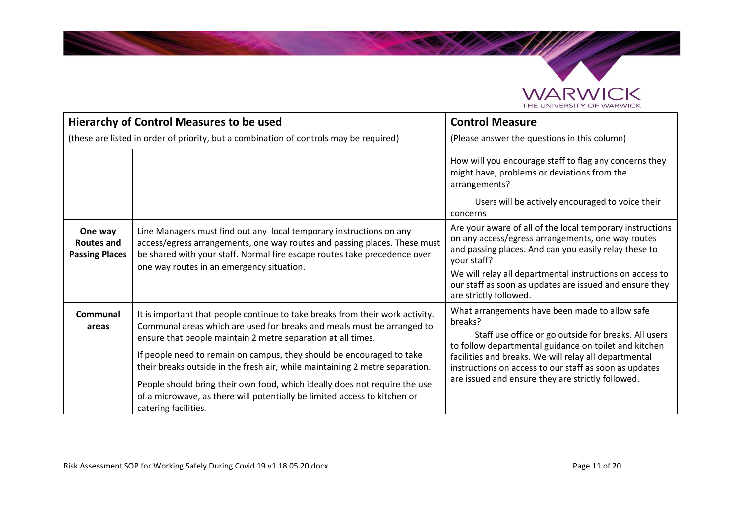| Hierarchy of Control Measures to be used<br>(these are listed in order of priority, but a combination of controls may be required) | | Control Measure<br>(Please answer the questions in this column) |
|---|---|---|
| | | How will you encourage staff to flag any concerns they might have, problems or deviations from the arrangements?<br>Users will be actively encouraged to voice their concerns |
| **One way Routes and Passing Places** | Line Managers must find out any local temporary instructions on any access/egress arrangements, one way routes and passing places. These must be shared with your staff. Normal fire escape routes take precedence over one way routes in an emergency situation. | Are your aware of all of the local temporary instructions on any access/egress arrangements, one way routes and passing places. And can you easily relay these to your staff?<br>We will relay all departmental instructions on access to our staff as soon as updates are issued and ensure they are strictly followed. |
| **Communal areas** | It is important that people continue to take breaks from their work activity. Communal areas which are used for breaks and meals must be arranged to ensure that people maintain 2 metre separation at all times.<br>If people need to remain on campus, they should be encouraged to take their breaks outside in the fresh air, while maintaining 2 metre separation.<br>People should bring their own food, which ideally does not require the use of a microwave, as there will potentially be limited access to kitchen or catering facilities. | What arrangements have been made to allow safe breaks?<br>Staff use office or go outside for breaks. All users to follow departmental guidance on toilet and kitchen facilities and breaks. We will relay all departmental instructions on access to our staff as soon as updates are issued and ensure they are strictly followed. |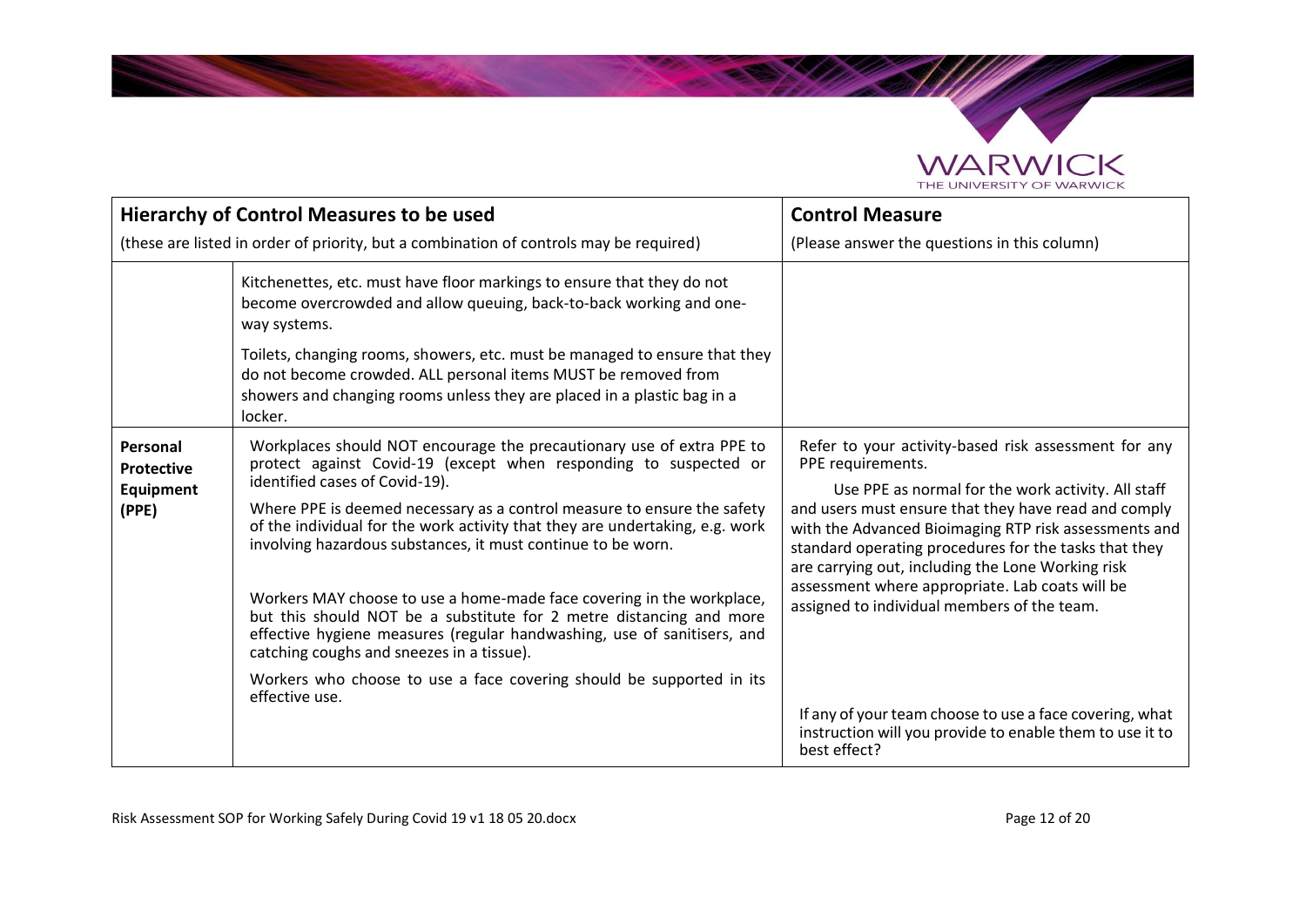| Hierarchy of Control Measures to be used<br>(these are listed in order of priority, but a combination of controls may be required) | | Control Measure<br>(Please answer the questions in this column) |
|---|---|---|
| | Kitchenettes, etc. must have floor markings to ensure that they do not become overcrowded and allow queuing, back-to-back working and one-way systems.<br><br>Toilets, changing rooms, showers, etc. must be managed to ensure that they do not become crowded. ALL personal items MUST be removed from showers and changing rooms unless they are placed in a plastic bag in a locker. | |
| **Personal Protective Equipment (PPE)** | Workplaces should NOT encourage the precautionary use of extra PPE to protect against Covid-19 (except when responding to suspected or identified cases of Covid-19).<br><br>Where PPE is deemed necessary as a control measure to ensure the safety of the individual for the work activity that they are undertaking, e.g. work involving hazardous substances, it must continue to be worn.<br><br>Workers MAY choose to use a home-made face covering in the workplace, but this should NOT be a substitute for 2 metre distancing and more effective hygiene measures (regular handwashing, use of sanitisers, and catching coughs and sneezes in a tissue).<br><br>Workers who choose to use a face covering should be supported in its effective use. | Refer to your activity-based risk assessment for any PPE requirements.<br><br>Use PPE as normal for the work activity. All staff and users must ensure that they have read and comply with the Advanced Bioimaging RTP risk assessments and standard operating procedures for the tasks that they are carrying out, including the Lone Working risk assessment where appropriate. Lab coats will be assigned to individual members of the team.<br><br>If any of your team choose to use a face covering, what instruction will you provide to enable them to use it to best effect? |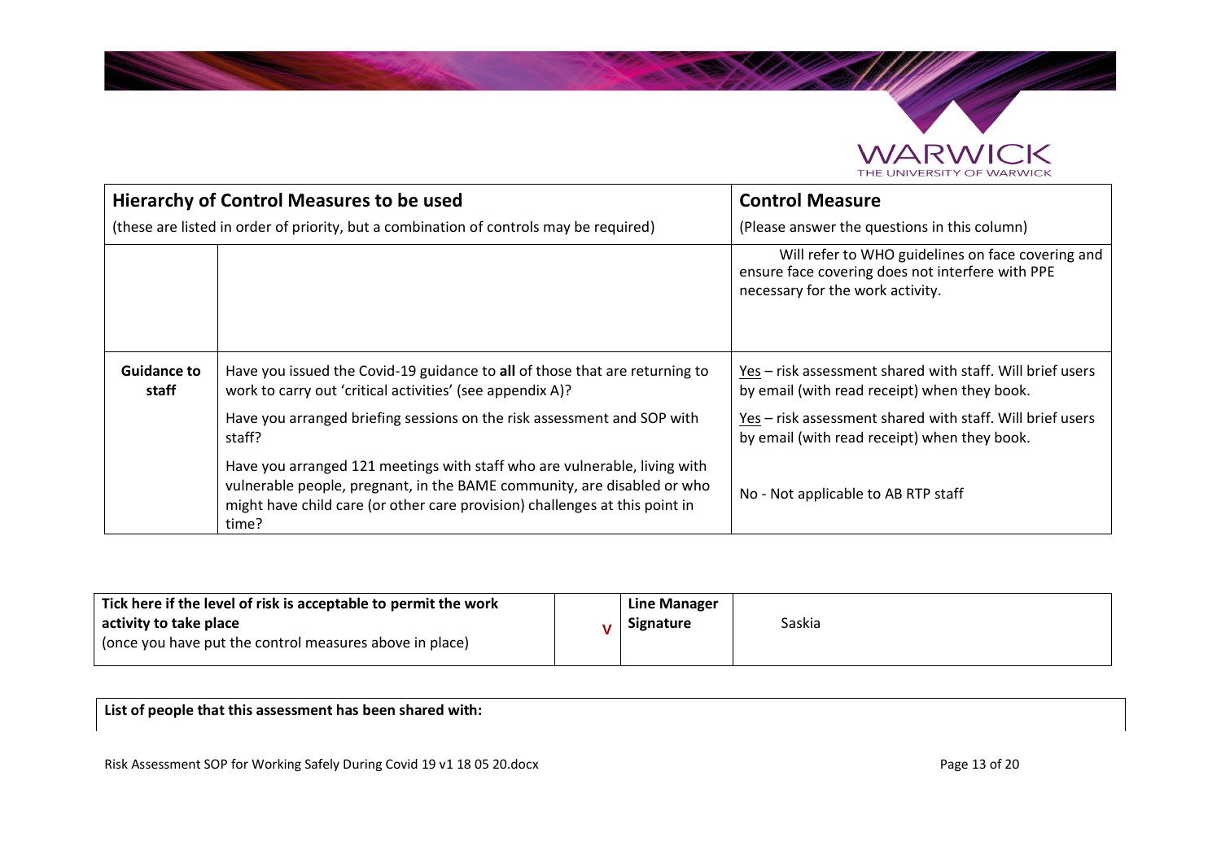| Hierarchy of Control Measures to be used<br>(these are listed in order of priority, but a combination of controls may be required) | | Control Measure<br>(Please answer the questions in this column) |
|---|---|---|
| | | Will refer to WHO guidelines on face covering and ensure face covering does not interfere with PPE necessary for the work activity. |
| **Guidance to staff** | Have you issued the Covid-19 guidance to **all** of those that are returning to work to carry out 'critical activities' (see appendix A)? | Yes – risk assessment shared with staff. Will brief users by email (with read receipt) when they book. |
| | Have you arranged briefing sessions on the risk assessment and SOP with staff? | Yes – risk assessment shared with staff. Will brief users by email (with read receipt) when they book. |
| | Have you arranged 121 meetings with staff who are vulnerable, living with vulnerable people, pregnant, in the BAME community, are disabled or who might have child care (or other care provision) challenges at this point in time? | No - Not applicable to AB RTP staff |

| **Tick here if the level of risk is acceptable to permit the work activity to take place** (once you have put the control measures above in place) | V | **Line Manager Signature** | Saskia |
|---|---|---|---|

**List of people that this assessment has been shared with:**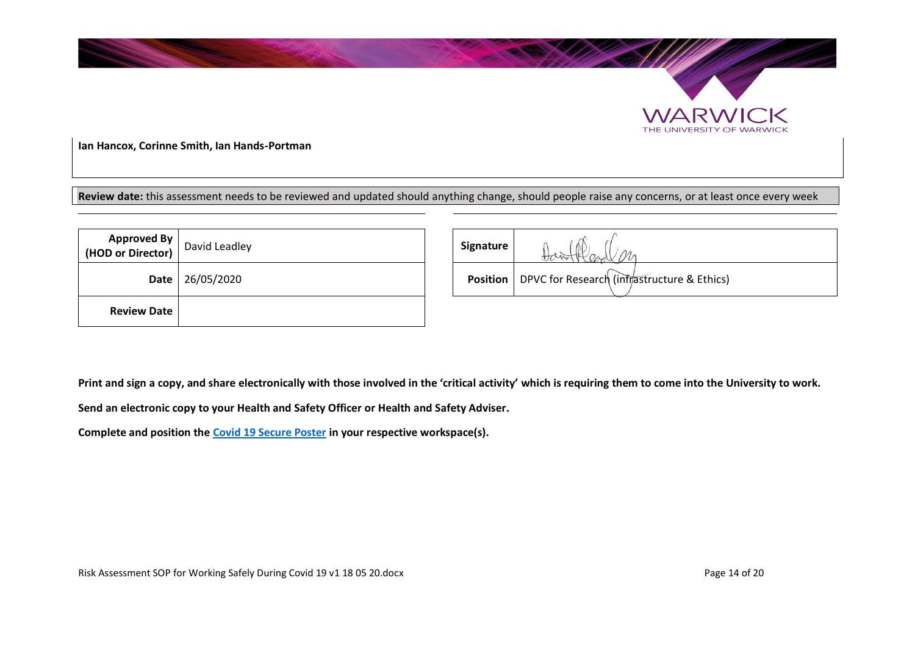**Ian Hancox, Corinne Smith, Ian Hands-Portman**

**Review date:** this assessment needs to be reviewed and updated should anything change, should people raise any concerns, or at least once every week

| **Approved By (HOD or Director)** | David Leadley |
|---|---|
| **Date** | 26/05/2020 |
| **Review Date** | |

| **Signature** | |
|---|---|
| **Position** | DPVC for Research (infrastructure & Ethics) |

**Print and sign a copy, and share electronically with those involved in the 'critical activity' which is requiring them to come into the University to work.**

**Send an electronic copy to your Health and Safety Officer or Health and Safety Adviser.**

**Complete and position the [Covid 19 Secure Poster] in your respective workspace(s).**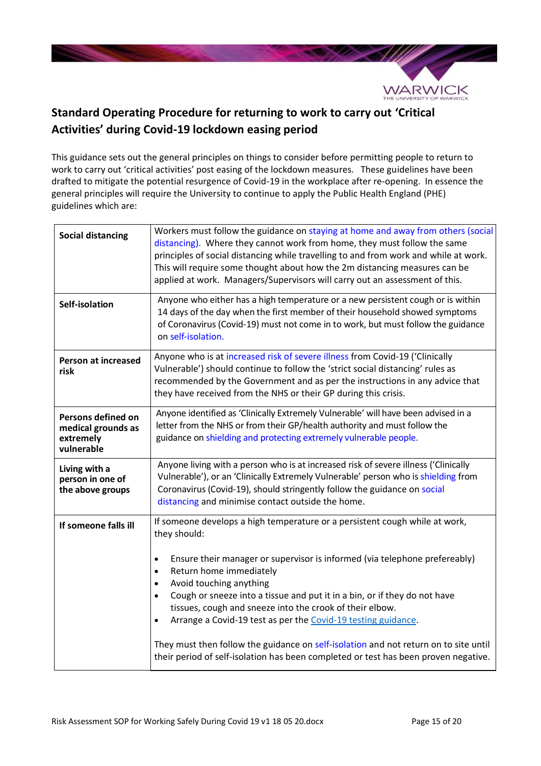## Standard Operating Procedure for returning to work to carry out 'Critical Activities' during Covid-19 lockdown easing period

This guidance sets out the general principles on things to consider before permitting people to return to work to carry out 'critical activities' post easing of the lockdown measures. These guidelines have been drafted to mitigate the potential resurgence of Covid-19 in the workplace after re-opening. In essence the general principles will require the University to continue to apply the Public Health England (PHE) guidelines which are:

| | |
|---|---|
| **Social distancing** | Workers must follow the guidance on staying at home and away from others (social distancing). Where they cannot work from home, they must follow the same principles of social distancing while travelling to and from work and while at work. This will require some thought about how the 2m distancing measures can be applied at work. Managers/Supervisors will carry out an assessment of this. |
| **Self-isolation** | Anyone who either has a high temperature or a new persistent cough or is within 14 days of the day when the first member of their household showed symptoms of Coronavirus (Covid-19) must not come in to work, but must follow the guidance on self-isolation. |
| **Person at increased risk** | Anyone who is at increased risk of severe illness from Covid-19 ('Clinically Vulnerable') should continue to follow the 'strict social distancing' rules as recommended by the Government and as per the instructions in any advice that they have received from the NHS or their GP during this crisis. |
| **Persons defined on medical grounds as extremely vulnerable** | Anyone identified as 'Clinically Extremely Vulnerable' will have been advised in a letter from the NHS or from their GP/health authority and must follow the guidance on shielding and protecting extremely vulnerable people. |
| **Living with a person in one of the above groups** | Anyone living with a person who is at increased risk of severe illness ('Clinically Vulnerable'), or an 'Clinically Extremely Vulnerable' person who is shielding from Coronavirus (Covid-19), should stringently follow the guidance on social distancing and minimise contact outside the home. |
| **If someone falls ill** | If someone develops a high temperature or a persistent cough while at work, they should:<br><br>• Ensure their manager or supervisor is informed (via telephone prefereably)<br>• Return home immediately<br>• Avoid touching anything<br>• Cough or sneeze into a tissue and put it in a bin, or if they do not have tissues, cough and sneeze into the crook of their elbow.<br>• Arrange a Covid-19 test as per the Covid-19 testing guidance.<br><br>They must then follow the guidance on self-isolation and not return on to site until their period of self-isolation has been completed or test has been proven negative. |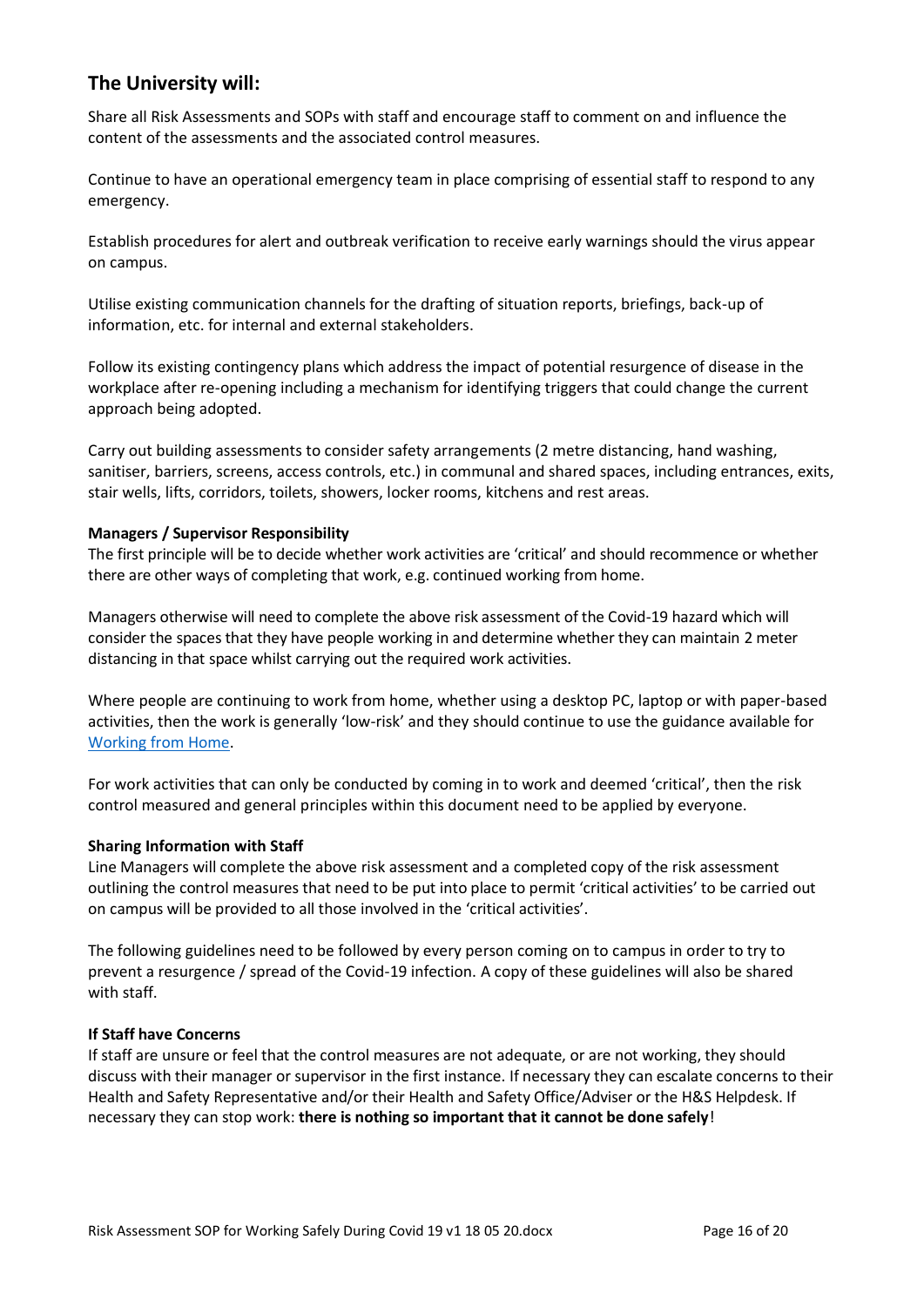## The University will:

Share all Risk Assessments and SOPs with staff and encourage staff to comment on and influence the content of the assessments and the associated control measures.

Continue to have an operational emergency team in place comprising of essential staff to respond to any emergency.

Establish procedures for alert and outbreak verification to receive early warnings should the virus appear on campus.

Utilise existing communication channels for the drafting of situation reports, briefings, back-up of information, etc. for internal and external stakeholders.

Follow its existing contingency plans which address the impact of potential resurgence of disease in the workplace after re-opening including a mechanism for identifying triggers that could change the current approach being adopted.

Carry out building assessments to consider safety arrangements (2 metre distancing, hand washing, sanitiser, barriers, screens, access controls, etc.) in communal and shared spaces, including entrances, exits, stair wells, lifts, corridors, toilets, showers, locker rooms, kitchens and rest areas.

**Managers / Supervisor Responsibility**
The first principle will be to decide whether work activities are 'critical' and should recommence or whether there are other ways of completing that work, e.g. continued working from home.

Managers otherwise will need to complete the above risk assessment of the Covid-19 hazard which will consider the spaces that they have people working in and determine whether they can maintain 2 meter distancing in that space whilst carrying out the required work activities.

Where people are continuing to work from home, whether using a desktop PC, laptop or with paper-based activities, then the work is generally 'low-risk' and they should continue to use the guidance available for Working from Home.

For work activities that can only be conducted by coming in to work and deemed 'critical', then the risk control measured and general principles within this document need to be applied by everyone.

**Sharing Information with Staff**
Line Managers will complete the above risk assessment and a completed copy of the risk assessment outlining the control measures that need to be put into place to permit 'critical activities' to be carried out on campus will be provided to all those involved in the 'critical activities'.

The following guidelines need to be followed by every person coming on to campus in order to try to prevent a resurgence / spread of the Covid-19 infection. A copy of these guidelines will also be shared with staff.

**If Staff have Concerns**
If staff are unsure or feel that the control measures are not adequate, or are not working, they should discuss with their manager or supervisor in the first instance. If necessary they can escalate concerns to their Health and Safety Representative and/or their Health and Safety Office/Adviser or the H&S Helpdesk. If necessary they can stop work: **there is nothing so important that it cannot be done safely**!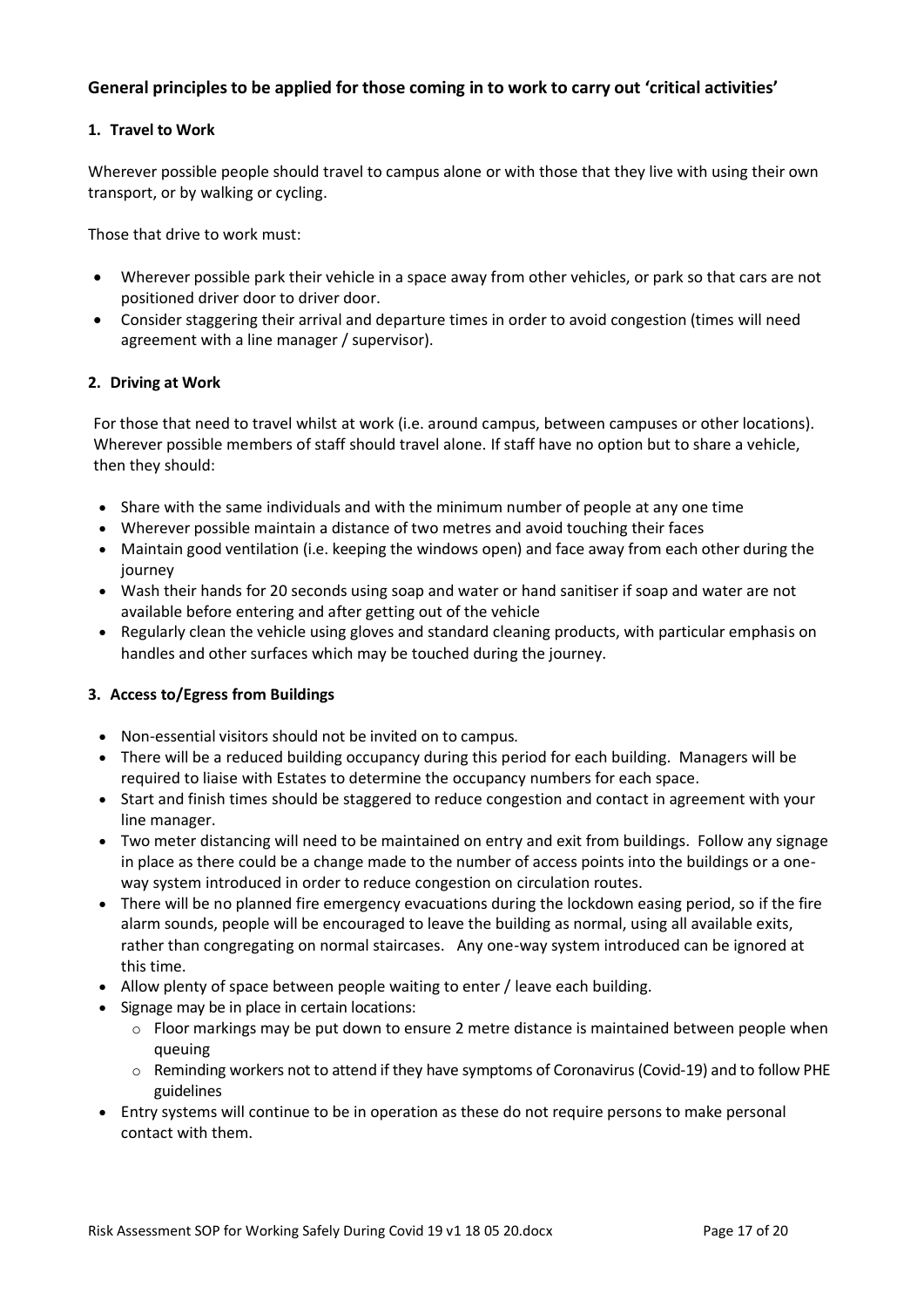## General principles to be applied for those coming in to work to carry out 'critical activities'

### 1. Travel to Work

Wherever possible people should travel to campus alone or with those that they live with using their own transport, or by walking or cycling.

Those that drive to work must:

- Wherever possible park their vehicle in a space away from other vehicles, or park so that cars are not positioned driver door to driver door.
- Consider staggering their arrival and departure times in order to avoid congestion (times will need agreement with a line manager / supervisor).

### 2. Driving at Work

For those that need to travel whilst at work (i.e. around campus, between campuses or other locations). Wherever possible members of staff should travel alone. If staff have no option but to share a vehicle, then they should:

- Share with the same individuals and with the minimum number of people at any one time
- Wherever possible maintain a distance of two metres and avoid touching their faces
- Maintain good ventilation (i.e. keeping the windows open) and face away from each other during the journey
- Wash their hands for 20 seconds using soap and water or hand sanitiser if soap and water are not available before entering and after getting out of the vehicle
- Regularly clean the vehicle using gloves and standard cleaning products, with particular emphasis on handles and other surfaces which may be touched during the journey.

### 3. Access to/Egress from Buildings

- Non-essential visitors should not be invited on to campus.
- There will be a reduced building occupancy during this period for each building. Managers will be required to liaise with Estates to determine the occupancy numbers for each space.
- Start and finish times should be staggered to reduce congestion and contact in agreement with your line manager.
- Two meter distancing will need to be maintained on entry and exit from buildings. Follow any signage in place as there could be a change made to the number of access points into the buildings or a one-way system introduced in order to reduce congestion on circulation routes.
- There will be no planned fire emergency evacuations during the lockdown easing period, so if the fire alarm sounds, people will be encouraged to leave the building as normal, using all available exits, rather than congregating on normal staircases. Any one-way system introduced can be ignored at this time.
- Allow plenty of space between people waiting to enter / leave each building.
- Signage may be in place in certain locations:
  - Floor markings may be put down to ensure 2 metre distance is maintained between people when queuing
  - Reminding workers not to attend if they have symptoms of Coronavirus (Covid-19) and to follow PHE guidelines
- Entry systems will continue to be in operation as these do not require persons to make personal contact with them.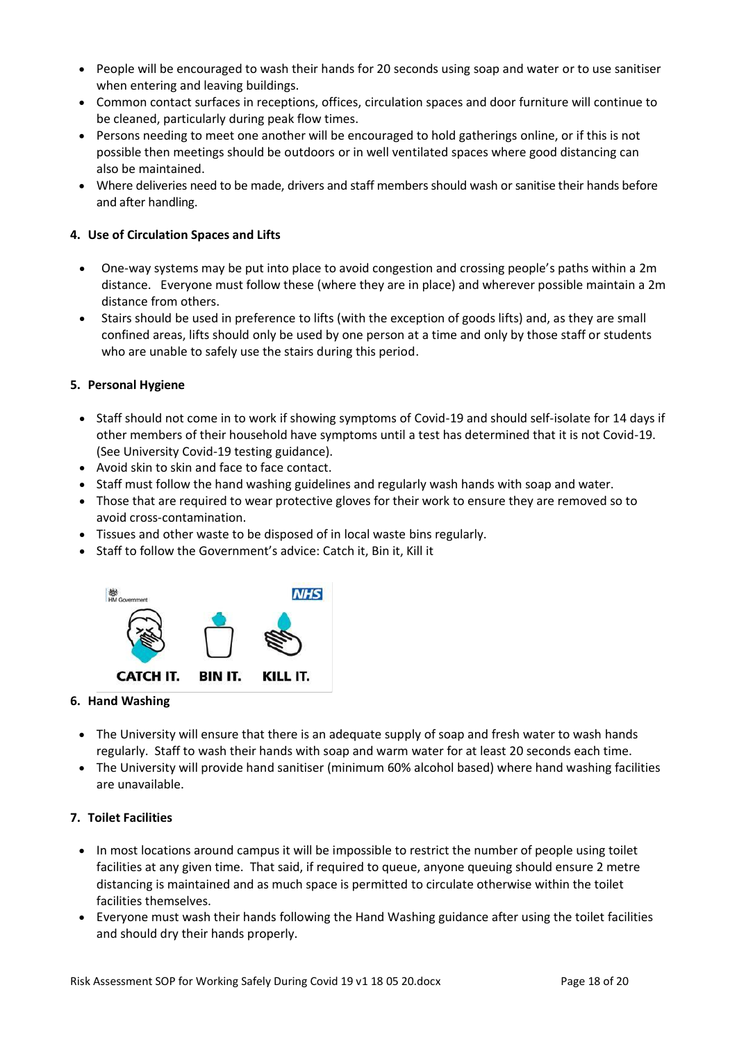- People will be encouraged to wash their hands for 20 seconds using soap and water or to use sanitiser when entering and leaving buildings.
- Common contact surfaces in receptions, offices, circulation spaces and door furniture will continue to be cleaned, particularly during peak flow times.
- Persons needing to meet one another will be encouraged to hold gatherings online, or if this is not possible then meetings should be outdoors or in well ventilated spaces where good distancing can also be maintained.
- Where deliveries need to be made, drivers and staff members should wash or sanitise their hands before and after handling.

**4. Use of Circulation Spaces and Lifts**

- One-way systems may be put into place to avoid congestion and crossing people's paths within a 2m distance. Everyone must follow these (where they are in place) and wherever possible maintain a 2m distance from others.
- Stairs should be used in preference to lifts (with the exception of goods lifts) and, as they are small confined areas, lifts should only be used by one person at a time and only by those staff or students who are unable to safely use the stairs during this period.

**5. Personal Hygiene**

- Staff should not come in to work if showing symptoms of Covid-19 and should self-isolate for 14 days if other members of their household have symptoms until a test has determined that it is not Covid-19. (See University Covid-19 testing guidance).
- Avoid skin to skin and face to face contact.
- Staff must follow the hand washing guidelines and regularly wash hands with soap and water.
- Those that are required to wear protective gloves for their work to ensure they are removed so to avoid cross-contamination.
- Tissues and other waste to be disposed of in local waste bins regularly.
- Staff to follow the Government's advice: Catch it, Bin it, Kill it

CATCH IT. BIN IT. KILL IT.

**6. Hand Washing**

- The University will ensure that there is an adequate supply of soap and fresh water to wash hands regularly. Staff to wash their hands with soap and warm water for at least 20 seconds each time.
- The University will provide hand sanitiser (minimum 60% alcohol based) where hand washing facilities are unavailable.

**7. Toilet Facilities**

- In most locations around campus it will be impossible to restrict the number of people using toilet facilities at any given time. That said, if required to queue, anyone queuing should ensure 2 metre distancing is maintained and as much space is permitted to circulate otherwise within the toilet facilities themselves.
- Everyone must wash their hands following the Hand Washing guidance after using the toilet facilities and should dry their hands properly.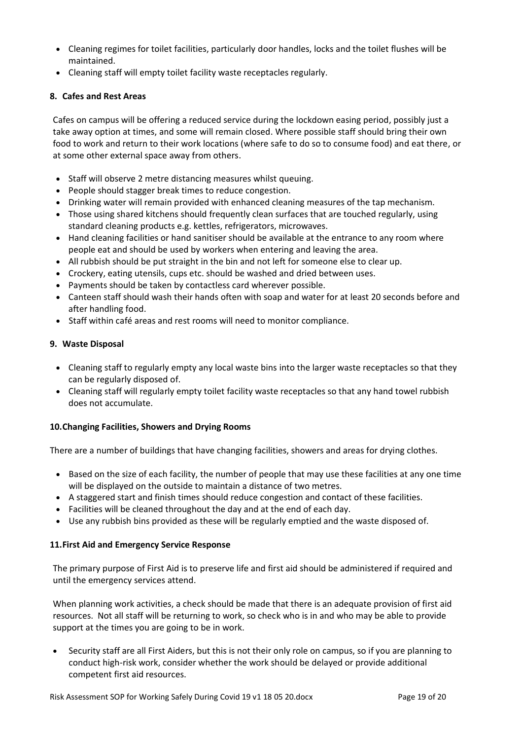- Cleaning regimes for toilet facilities, particularly door handles, locks and the toilet flushes will be maintained.
- Cleaning staff will empty toilet facility waste receptacles regularly.

**8. Cafes and Rest Areas**

Cafes on campus will be offering a reduced service during the lockdown easing period, possibly just a take away option at times, and some will remain closed. Where possible staff should bring their own food to work and return to their work locations (where safe to do so to consume food) and eat there, or at some other external space away from others.

- Staff will observe 2 metre distancing measures whilst queuing.
- People should stagger break times to reduce congestion.
- Drinking water will remain provided with enhanced cleaning measures of the tap mechanism.
- Those using shared kitchens should frequently clean surfaces that are touched regularly, using standard cleaning products e.g. kettles, refrigerators, microwaves.
- Hand cleaning facilities or hand sanitiser should be available at the entrance to any room where people eat and should be used by workers when entering and leaving the area.
- All rubbish should be put straight in the bin and not left for someone else to clear up.
- Crockery, eating utensils, cups etc. should be washed and dried between uses.
- Payments should be taken by contactless card wherever possible.
- Canteen staff should wash their hands often with soap and water for at least 20 seconds before and after handling food.
- Staff within café areas and rest rooms will need to monitor compliance.

**9. Waste Disposal**

- Cleaning staff to regularly empty any local waste bins into the larger waste receptacles so that they can be regularly disposed of.
- Cleaning staff will regularly empty toilet facility waste receptacles so that any hand towel rubbish does not accumulate.

**10. Changing Facilities, Showers and Drying Rooms**

There are a number of buildings that have changing facilities, showers and areas for drying clothes.

- Based on the size of each facility, the number of people that may use these facilities at any one time will be displayed on the outside to maintain a distance of two metres.
- A staggered start and finish times should reduce congestion and contact of these facilities.
- Facilities will be cleaned throughout the day and at the end of each day.
- Use any rubbish bins provided as these will be regularly emptied and the waste disposed of.

**11. First Aid and Emergency Service Response**

The primary purpose of First Aid is to preserve life and first aid should be administered if required and until the emergency services attend.

When planning work activities, a check should be made that there is an adequate provision of first aid resources. Not all staff will be returning to work, so check who is in and who may be able to provide support at the times you are going to be in work.

- Security staff are all First Aiders, but this is not their only role on campus, so if you are planning to conduct high-risk work, consider whether the work should be delayed or provide additional competent first aid resources.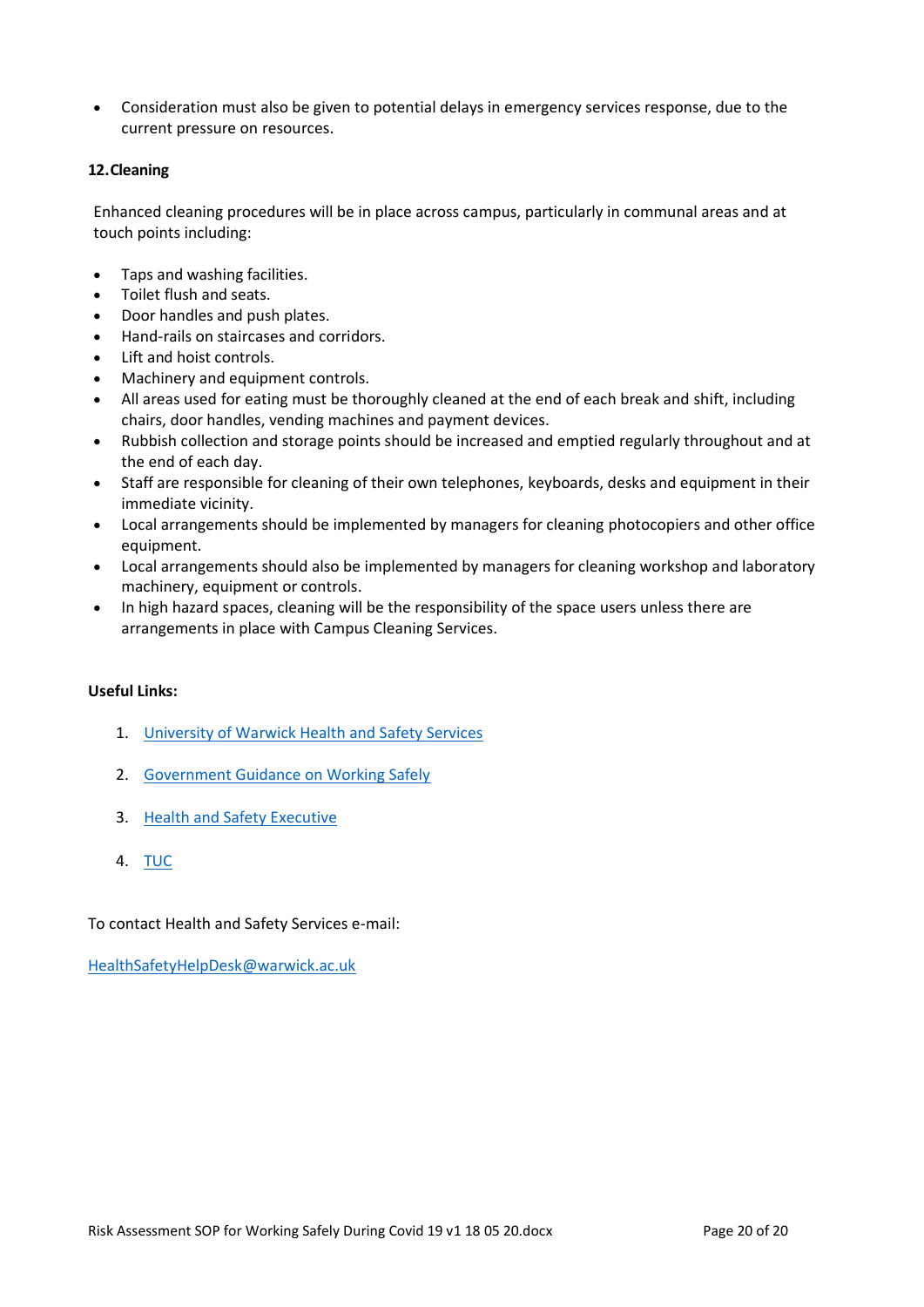- Consideration must also be given to potential delays in emergency services response, due to the current pressure on resources.

### 12. Cleaning

Enhanced cleaning procedures will be in place across campus, particularly in communal areas and at touch points including:

- Taps and washing facilities.
- Toilet flush and seats.
- Door handles and push plates.
- Hand-rails on staircases and corridors.
- Lift and hoist controls.
- Machinery and equipment controls.
- All areas used for eating must be thoroughly cleaned at the end of each break and shift, including chairs, door handles, vending machines and payment devices.
- Rubbish collection and storage points should be increased and emptied regularly throughout and at the end of each day.
- Staff are responsible for cleaning of their own telephones, keyboards, desks and equipment in their immediate vicinity.
- Local arrangements should be implemented by managers for cleaning photocopiers and other office equipment.
- Local arrangements should also be implemented by managers for cleaning workshop and laboratory machinery, equipment or controls.
- In high hazard spaces, cleaning will be the responsibility of the space users unless there are arrangements in place with Campus Cleaning Services.

**Useful Links:**

1. University of Warwick Health and Safety Services
2. Government Guidance on Working Safely
3. Health and Safety Executive
4. TUC

To contact Health and Safety Services e-mail:

HealthSafetyHelpDesk@warwick.ac.uk